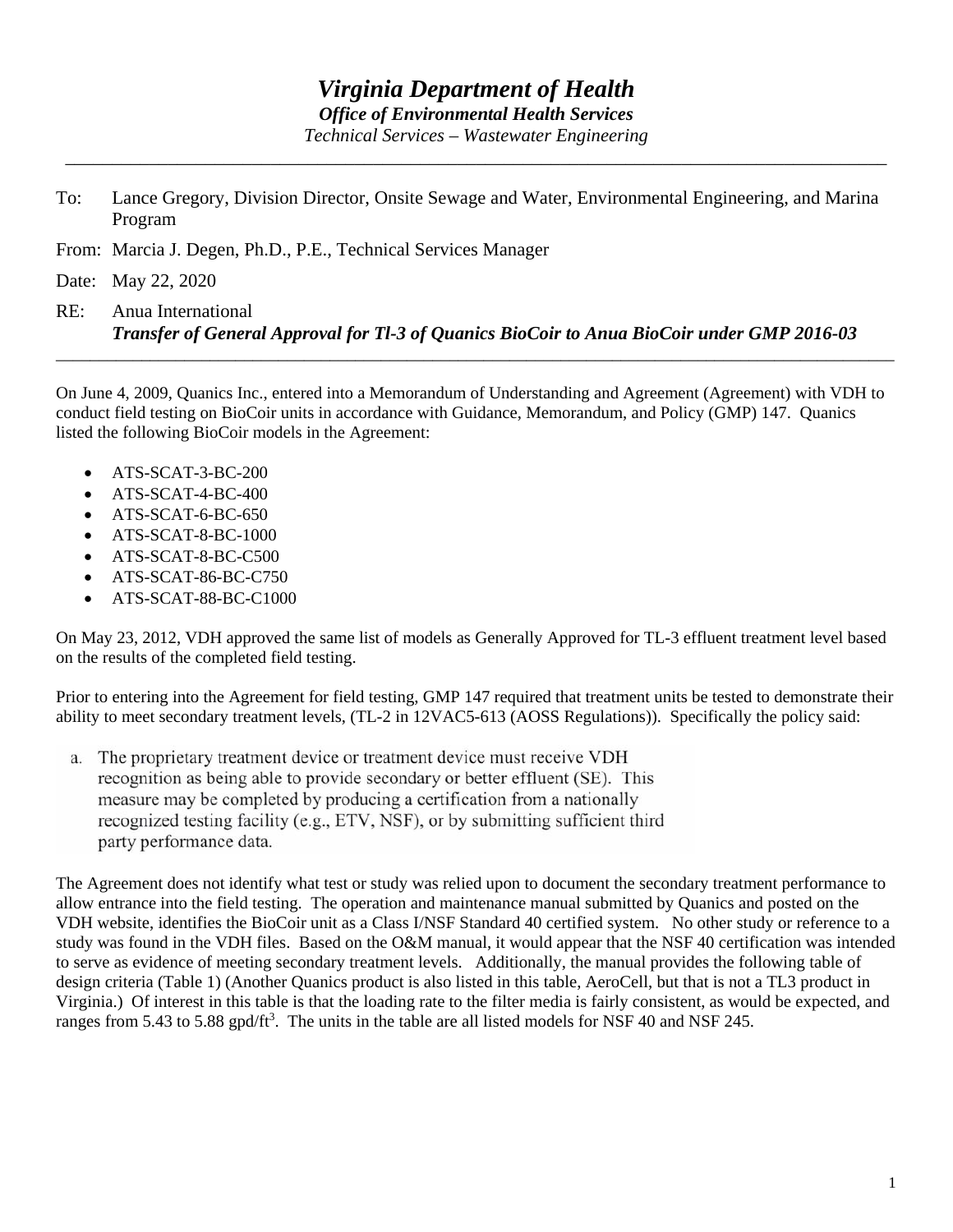# *Virginia Department of Health*

***Office of Environmental Health Services***

*Technical Services – Wastewater Engineering*

---

To: Lance Gregory, Division Director, Onsite Sewage and Water, Environmental Engineering, and Marina Program

From: Marcia J. Degen, Ph.D., P.E., Technical Services Manager

Date: May 22, 2020

RE: Anua International
***Transfer of General Approval for Tl-3 of Quanics BioCoir to Anua BioCoir under GMP 2016-03***

---

On June 4, 2009, Quanics Inc., entered into a Memorandum of Understanding and Agreement (Agreement) with VDH to conduct field testing on BioCoir units in accordance with Guidance, Memorandum, and Policy (GMP) 147. Quanics listed the following BioCoir models in the Agreement:

- ATS-SCAT-3-BC-200
- ATS-SCAT-4-BC-400
- ATS-SCAT-6-BC-650
- ATS-SCAT-8-BC-1000
- ATS-SCAT-8-BC-C500
- ATS-SCAT-86-BC-C750
- ATS-SCAT-88-BC-C1000

On May 23, 2012, VDH approved the same list of models as Generally Approved for TL-3 effluent treatment level based on the results of the completed field testing.

Prior to entering into the Agreement for field testing, GMP 147 required that treatment units be tested to demonstrate their ability to meet secondary treatment levels, (TL-2 in 12VAC5-613 (AOSS Regulations)). Specifically the policy said:

> a. The proprietary treatment device or treatment device must receive VDH recognition as being able to provide secondary or better effluent (SE). This measure may be completed by producing a certification from a nationally recognized testing facility (e.g., ETV, NSF), or by submitting sufficient third party performance data.

The Agreement does not identify what test or study was relied upon to document the secondary treatment performance to allow entrance into the field testing. The operation and maintenance manual submitted by Quanics and posted on the VDH website, identifies the BioCoir unit as a Class I/NSF Standard 40 certified system. No other study or reference to a study was found in the VDH files. Based on the O&M manual, it would appear that the NSF 40 certification was intended to serve as evidence of meeting secondary treatment levels. Additionally, the manual provides the following table of design criteria (Table 1) (Another Quanics product is also listed in this table, AeroCell, but that is not a TL3 product in Virginia.) Of interest in this table is that the loading rate to the filter media is fairly consistent, as would be expected, and ranges from 5.43 to 5.88 gpd/ft$^3$. The units in the table are all listed models for NSF 40 and NSF 245.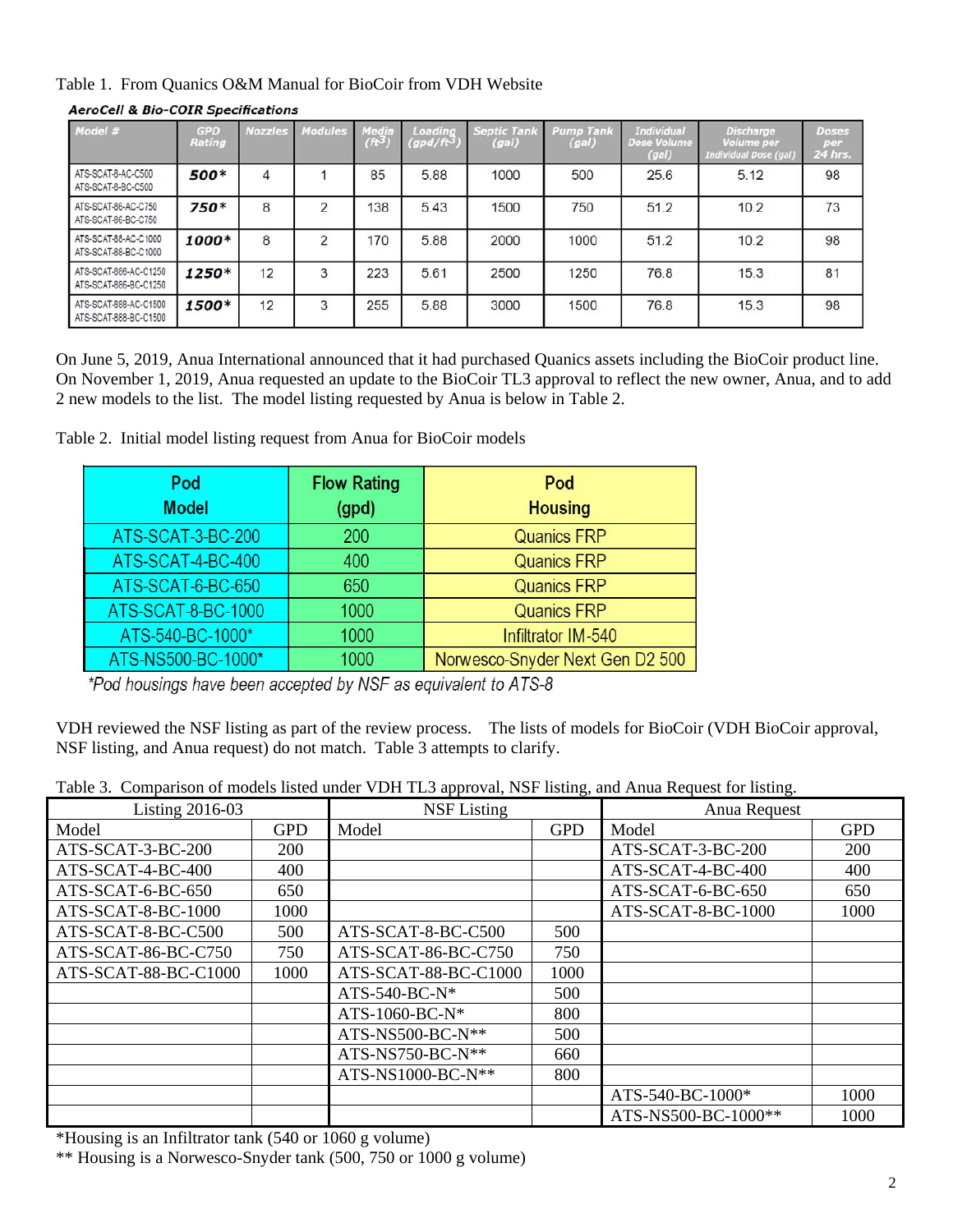Table 1. From Quanics O&M Manual for BioCoir from VDH Website

**AeroCell & Bio-COIR Specifications**

| Model # | GPD Rating | Nozzles | Modules | Media ($ft^3$) | Loading ($gpd/ft^3$) | Septic Tank (gal) | Pump Tank (gal) | Individual Dose Volume (gal) | Discharge Volume per Individual Dose (gal) | Doses per 24 hrs. |
|---|---|---|---|---|---|---|---|---|---|---|
| ATS-SCAT-8-AC-C500 ATS-SCAT-8-BC-C500 | **500*** | 4 | 1 | 85 | 5.88 | 1000 | 500 | 25.6 | 5.12 | 98 |
| ATS-SCAT-86-AC-C750 ATS-SCAT-86-BC-C750 | **750*** | 8 | 2 | 138 | 5.43 | 1500 | 750 | 51.2 | 10.2 | 73 |
| ATS-SCAT-88-AC-C1000 ATS-SCAT-88-BC-C1000 | **1000*** | 8 | 2 | 170 | 5.88 | 2000 | 1000 | 51.2 | 10.2 | 98 |
| ATS-SCAT-886-AC-C1250 ATS-SCAT-886-BC-C1250 | **1250*** | 12 | 3 | 223 | 5.61 | 2500 | 1250 | 76.8 | 15.3 | 81 |
| ATS-SCAT-888-AC-C1500 ATS-SCAT-888-BC-C1500 | **1500*** | 12 | 3 | 255 | 5.88 | 3000 | 1500 | 76.8 | 15.3 | 98 |

On June 5, 2019, Anua International announced that it had purchased Quanics assets including the BioCoir product line. On November 1, 2019, Anua requested an update to the BioCoir TL3 approval to reflect the new owner, Anua, and to add 2 new models to the list. The model listing requested by Anua is below in Table 2.

Table 2. Initial model listing request from Anua for BioCoir models

| Pod Model | Flow Rating (gpd) | Pod Housing |
|---|---|---|
| ATS-SCAT-3-BC-200 | 200 | Quanics FRP |
| ATS-SCAT-4-BC-400 | 400 | Quanics FRP |
| ATS-SCAT-6-BC-650 | 650 | Quanics FRP |
| ATS-SCAT-8-BC-1000 | 1000 | Quanics FRP |
| ATS-540-BC-1000* | 1000 | Infiltrator IM-540 |
| ATS-NS500-BC-1000* | 1000 | Norwesco-Snyder Next Gen D2 500 |

*Pod housings have been accepted by NSF as equivalent to ATS-8*

VDH reviewed the NSF listing as part of the review process. The lists of models for BioCoir (VDH BioCoir approval, NSF listing, and Anua request) do not match. Table 3 attempts to clarify.

Table 3. Comparison of models listed under VDH TL3 approval, NSF listing, and Anua Request for listing.

| Listing 2016-03 | | NSF Listing | | Anua Request | |
|---|---|---|---|---|---|
| Model | GPD | Model | GPD | Model | GPD |
| ATS-SCAT-3-BC-200 | 200 | | | ATS-SCAT-3-BC-200 | 200 |
| ATS-SCAT-4-BC-400 | 400 | | | ATS-SCAT-4-BC-400 | 400 |
| ATS-SCAT-6-BC-650 | 650 | | | ATS-SCAT-6-BC-650 | 650 |
| ATS-SCAT-8-BC-1000 | 1000 | | | ATS-SCAT-8-BC-1000 | 1000 |
| ATS-SCAT-8-BC-C500 | 500 | ATS-SCAT-8-BC-C500 | 500 | | |
| ATS-SCAT-86-BC-C750 | 750 | ATS-SCAT-86-BC-C750 | 750 | | |
| ATS-SCAT-88-BC-C1000 | 1000 | ATS-SCAT-88-BC-C1000 | 1000 | | |
| | | ATS-540-BC-N* | 500 | | |
| | | ATS-1060-BC-N* | 800 | | |
| | | ATS-NS500-BC-N** | 500 | | |
| | | ATS-NS750-BC-N** | 660 | | |
| | | ATS-NS1000-BC-N** | 800 | | |
| | | | | ATS-540-BC-1000* | 1000 |
| | | | | ATS-NS500-BC-1000** | 1000 |

*Housing is an Infiltrator tank (540 or 1060 g volume)
** Housing is a Norwesco-Snyder tank (500, 750 or 1000 g volume)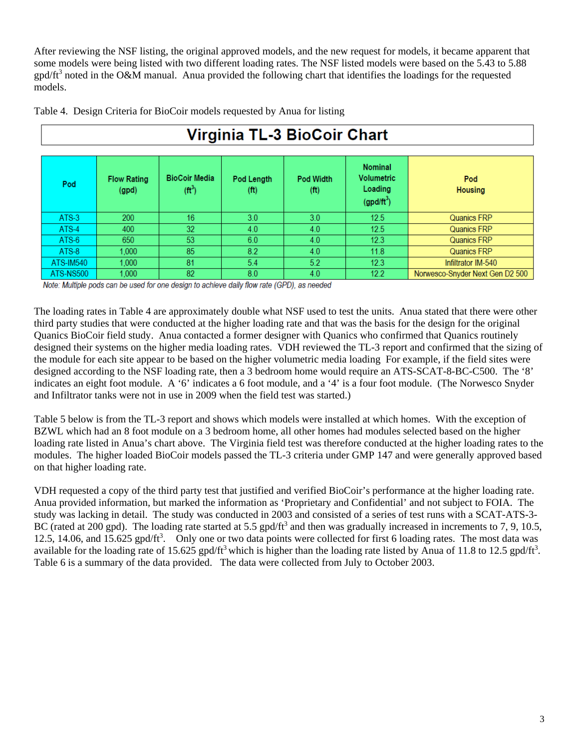After reviewing the NSF listing, the original approved models, and the new request for models, it became apparent that some models were being listed with two different loading rates. The NSF listed models were based on the 5.43 to 5.88 gpd/ft$^3$ noted in the O&M manual. Anua provided the following chart that identifies the loadings for the requested models.

Table 4. Design Criteria for BioCoir models requested by Anua for listing

**Virginia TL-3 BioCoir Chart**

| Pod | Flow Rating (gpd) | BioCoir Media (ft$^3$) | Pod Length (ft) | Pod Width (ft) | Nominal Volumetric Loading (gpd/ft$^3$) | Pod Housing |
|---|---|---|---|---|---|---|
| ATS-3 | 200 | 16 | 3.0 | 3.0 | 12.5 | Quanics FRP |
| ATS-4 | 400 | 32 | 4.0 | 4.0 | 12.5 | Quanics FRP |
| ATS-6 | 650 | 53 | 6.0 | 4.0 | 12.3 | Quanics FRP |
| ATS-8 | 1,000 | 85 | 8.2 | 4.0 | 11.8 | Quanics FRP |
| ATS-IM540 | 1,000 | 81 | 5.4 | 5.2 | 12.3 | Infiltrator IM-540 |
| ATS-NS500 | 1,000 | 82 | 8.0 | 4.0 | 12.2 | Norwesco-Snyder Next Gen D2 500 |

*Note: Multiple pods can be used for one design to achieve daily flow rate (GPD), as needed*

The loading rates in Table 4 are approximately double what NSF used to test the units. Anua stated that there were other third party studies that were conducted at the higher loading rate and that was the basis for the design for the original Quanics BioCoir field study. Anua contacted a former designer with Quanics who confirmed that Quanics routinely designed their systems on the higher media loading rates. VDH reviewed the TL-3 report and confirmed that the sizing of the module for each site appear to be based on the higher volumetric media loading For example, if the field sites were designed according to the NSF loading rate, then a 3 bedroom home would require an ATS-SCAT-8-BC-C500. The '8' indicates an eight foot module. A '6' indicates a 6 foot module, and a '4' is a four foot module. (The Norwesco Snyder and Infiltrator tanks were not in use in 2009 when the field test was started.)

Table 5 below is from the TL-3 report and shows which models were installed at which homes. With the exception of BZWL which had an 8 foot module on a 3 bedroom home, all other homes had modules selected based on the higher loading rate listed in Anua's chart above. The Virginia field test was therefore conducted at the higher loading rates to the modules. The higher loaded BioCoir models passed the TL-3 criteria under GMP 147 and were generally approved based on that higher loading rate.

VDH requested a copy of the third party test that justified and verified BioCoir's performance at the higher loading rate. Anua provided information, but marked the information as 'Proprietary and Confidential' and not subject to FOIA. The study was lacking in detail. The study was conducted in 2003 and consisted of a series of test runs with a SCAT-ATS-3-BC (rated at 200 gpd). The loading rate started at 5.5 gpd/ft$^3$ and then was gradually increased in increments to 7, 9, 10.5, 12.5, 14.06, and 15.625 gpd/ft$^3$. Only one or two data points were collected for first 6 loading rates. The most data was available for the loading rate of 15.625 gpd/ft$^3$ which is higher than the loading rate listed by Anua of 11.8 to 12.5 gpd/ft$^3$. Table 6 is a summary of the data provided. The data were collected from July to October 2003.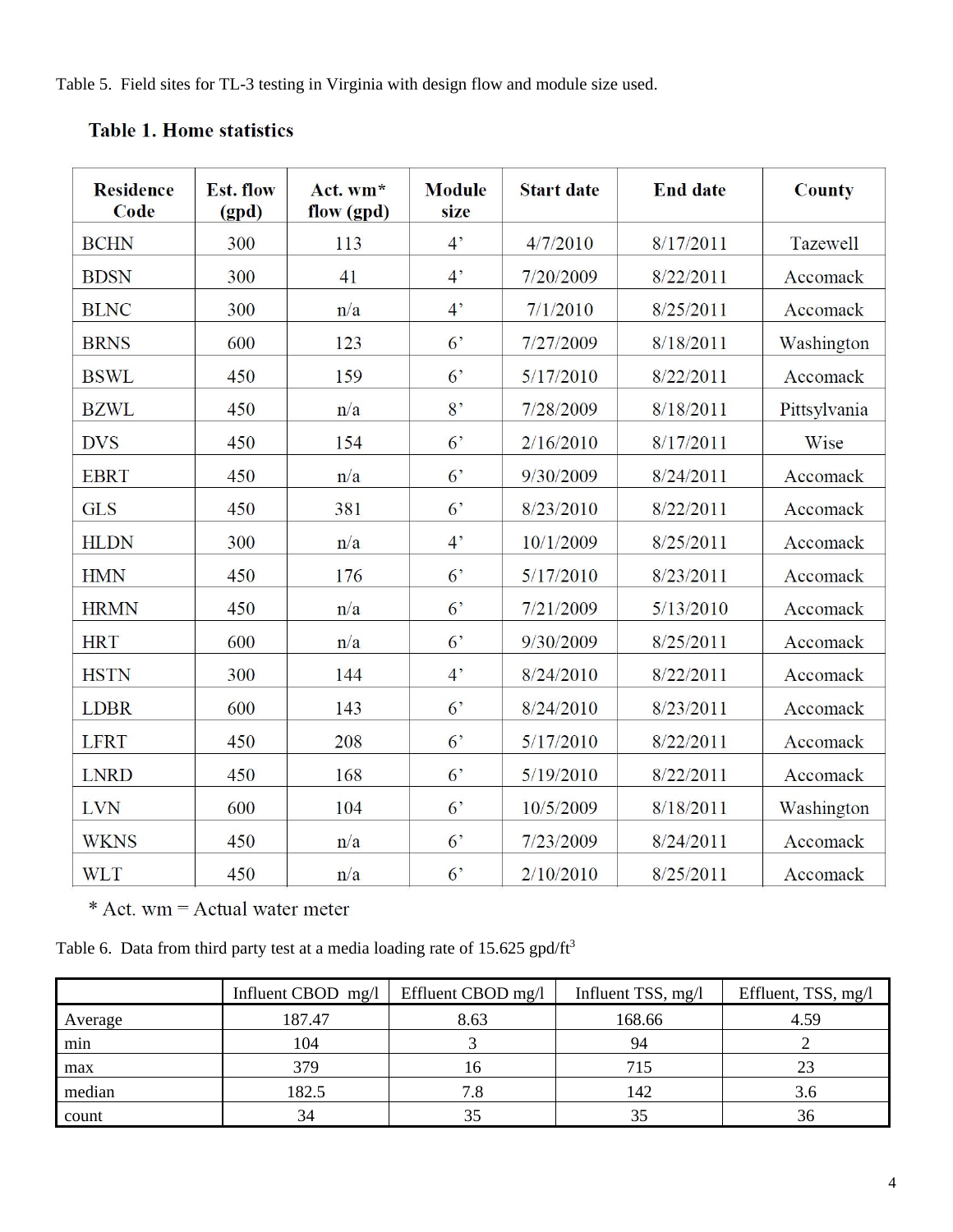Table 5. Field sites for TL-3 testing in Virginia with design flow and module size used.

**Table 1. Home statistics**

| Residence Code | Est. flow (gpd) | Act. wm* flow (gpd) | Module size | Start date | End date | County |
|---|---|---|---|---|---|---|
| BCHN | 300 | 113 | 4’ | 4/7/2010 | 8/17/2011 | Tazewell |
| BDSN | 300 | 41 | 4’ | 7/20/2009 | 8/22/2011 | Accomack |
| BLNC | 300 | n/a | 4’ | 7/1/2010 | 8/25/2011 | Accomack |
| BRNS | 600 | 123 | 6’ | 7/27/2009 | 8/18/2011 | Washington |
| BSWL | 450 | 159 | 6’ | 5/17/2010 | 8/22/2011 | Accomack |
| BZWL | 450 | n/a | 8’ | 7/28/2009 | 8/18/2011 | Pittsylvania |
| DVS | 450 | 154 | 6’ | 2/16/2010 | 8/17/2011 | Wise |
| EBRT | 450 | n/a | 6’ | 9/30/2009 | 8/24/2011 | Accomack |
| GLS | 450 | 381 | 6’ | 8/23/2010 | 8/22/2011 | Accomack |
| HLDN | 300 | n/a | 4’ | 10/1/2009 | 8/25/2011 | Accomack |
| HMN | 450 | 176 | 6’ | 5/17/2010 | 8/23/2011 | Accomack |
| HRMN | 450 | n/a | 6’ | 7/21/2009 | 5/13/2010 | Accomack |
| HRT | 600 | n/a | 6’ | 9/30/2009 | 8/25/2011 | Accomack |
| HSTN | 300 | 144 | 4’ | 8/24/2010 | 8/22/2011 | Accomack |
| LDBR | 600 | 143 | 6’ | 8/24/2010 | 8/23/2011 | Accomack |
| LFRT | 450 | 208 | 6’ | 5/17/2010 | 8/22/2011 | Accomack |
| LNRD | 450 | 168 | 6’ | 5/19/2010 | 8/22/2011 | Accomack |
| LVN | 600 | 104 | 6’ | 10/5/2009 | 8/18/2011 | Washington |
| WKNS | 450 | n/a | 6’ | 7/23/2009 | 8/24/2011 | Accomack |
| WLT | 450 | n/a | 6’ | 2/10/2010 | 8/25/2011 | Accomack |

\* Act. wm = Actual water meter

Table 6. Data from third party test at a media loading rate of 15.625 gpd/ft$^3$

| | Influent CBOD mg/l | Effluent CBOD mg/l | Influent TSS, mg/l | Effluent, TSS, mg/l |
|---|---|---|---|---|
| Average | 187.47 | 8.63 | 168.66 | 4.59 |
| min | 104 | 3 | 94 | 2 |
| max | 379 | 16 | 715 | 23 |
| median | 182.5 | 7.8 | 142 | 3.6 |
| count | 34 | 35 | 35 | 36 |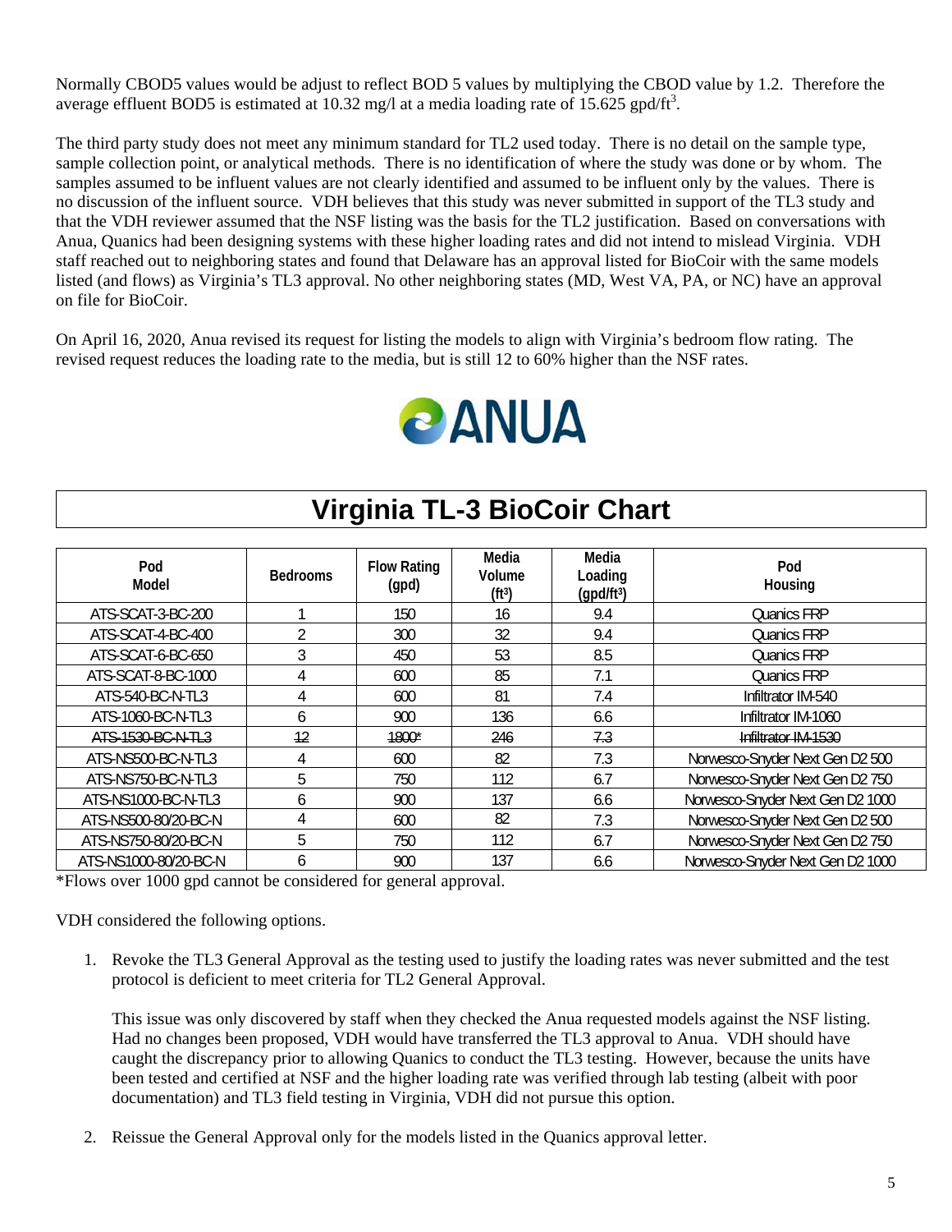Normally CBOD5 values would be adjust to reflect BOD 5 values by multiplying the CBOD value by 1.2. Therefore the average effluent BOD5 is estimated at 10.32 mg/l at a media loading rate of 15.625 gpd/ft$^3$.

The third party study does not meet any minimum standard for TL2 used today. There is no detail on the sample type, sample collection point, or analytical methods. There is no identification of where the study was done or by whom. The samples assumed to be influent values are not clearly identified and assumed to be influent only by the values. There is no discussion of the influent source. VDH believes that this study was never submitted in support of the TL3 study and that the VDH reviewer assumed that the NSF listing was the basis for the TL2 justification. Based on conversations with Anua, Quanics had been designing systems with these higher loading rates and did not intend to mislead Virginia. VDH staff reached out to neighboring states and found that Delaware has an approval listed for BioCoir with the same models listed (and flows) as Virginia's TL3 approval. No other neighboring states (MD, West VA, PA, or NC) have an approval on file for BioCoir.

On April 16, 2020, Anua revised its request for listing the models to align with Virginia's bedroom flow rating. The revised request reduces the loading rate to the media, but is still 12 to 60% higher than the NSF rates.

ANUA

## Virginia TL-3 BioCoir Chart

| Pod Model | Bedrooms | Flow Rating (gpd) | Media Volume (ft$^3$) | Media Loading (gpd/ft$^3$) | Pod Housing |
|---|---|---|---|---|---|
| ATS-SCAT-3-BC-200 | 1 | 150 | 16 | 9.4 | Quanics FRP |
| ATS-SCAT-4-BC-400 | 2 | 300 | 32 | 9.4 | Quanics FRP |
| ATS-SCAT-6-BC-650 | 3 | 450 | 53 | 8.5 | Quanics FRP |
| ATS-SCAT-8-BC-1000 | 4 | 600 | 85 | 7.1 | Quanics FRP |
| ATS-540-BC-N-TL3 | 4 | 600 | 81 | 7.4 | Infiltrator IM-540 |
| ATS-1060-BC-N-TL3 | 6 | 900 | 136 | 6.6 | Infiltrator IM-1060 |
| ~~ATS-1530-BC-N-TL3~~ | ~~12~~ | ~~1800*~~ | ~~246~~ | ~~7.3~~ | ~~Infiltrator IM-1530~~ |
| ATS-NS500-BC-N-TL3 | 4 | 600 | 82 | 7.3 | Norwesco-Snyder Next Gen D2 500 |
| ATS-NS750-BC-N-TL3 | 5 | 750 | 112 | 6.7 | Norwesco-Snyder Next Gen D2 750 |
| ATS-NS1000-BC-N-TL3 | 6 | 900 | 137 | 6.6 | Norwesco-Snyder Next Gen D2 1000 |
| ATS-NS500-80/20-BC-N | 4 | 600 | 82 | 7.3 | Norwesco-Snyder Next Gen D2 500 |
| ATS-NS750-80/20-BC-N | 5 | 750 | 112 | 6.7 | Norwesco-Snyder Next Gen D2 750 |
| ATS-NS1000-80/20-BC-N | 6 | 900 | 137 | 6.6 | Norwesco-Snyder Next Gen D2 1000 |

*Flows over 1000 gpd cannot be considered for general approval.

VDH considered the following options.

1. Revoke the TL3 General Approval as the testing used to justify the loading rates was never submitted and the test protocol is deficient to meet criteria for TL2 General Approval.

   This issue was only discovered by staff when they checked the Anua requested models against the NSF listing. Had no changes been proposed, VDH would have transferred the TL3 approval to Anua. VDH should have caught the discrepancy prior to allowing Quanics to conduct the TL3 testing. However, because the units have been tested and certified at NSF and the higher loading rate was verified through lab testing (albeit with poor documentation) and TL3 field testing in Virginia, VDH did not pursue this option.

2. Reissue the General Approval only for the models listed in the Quanics approval letter.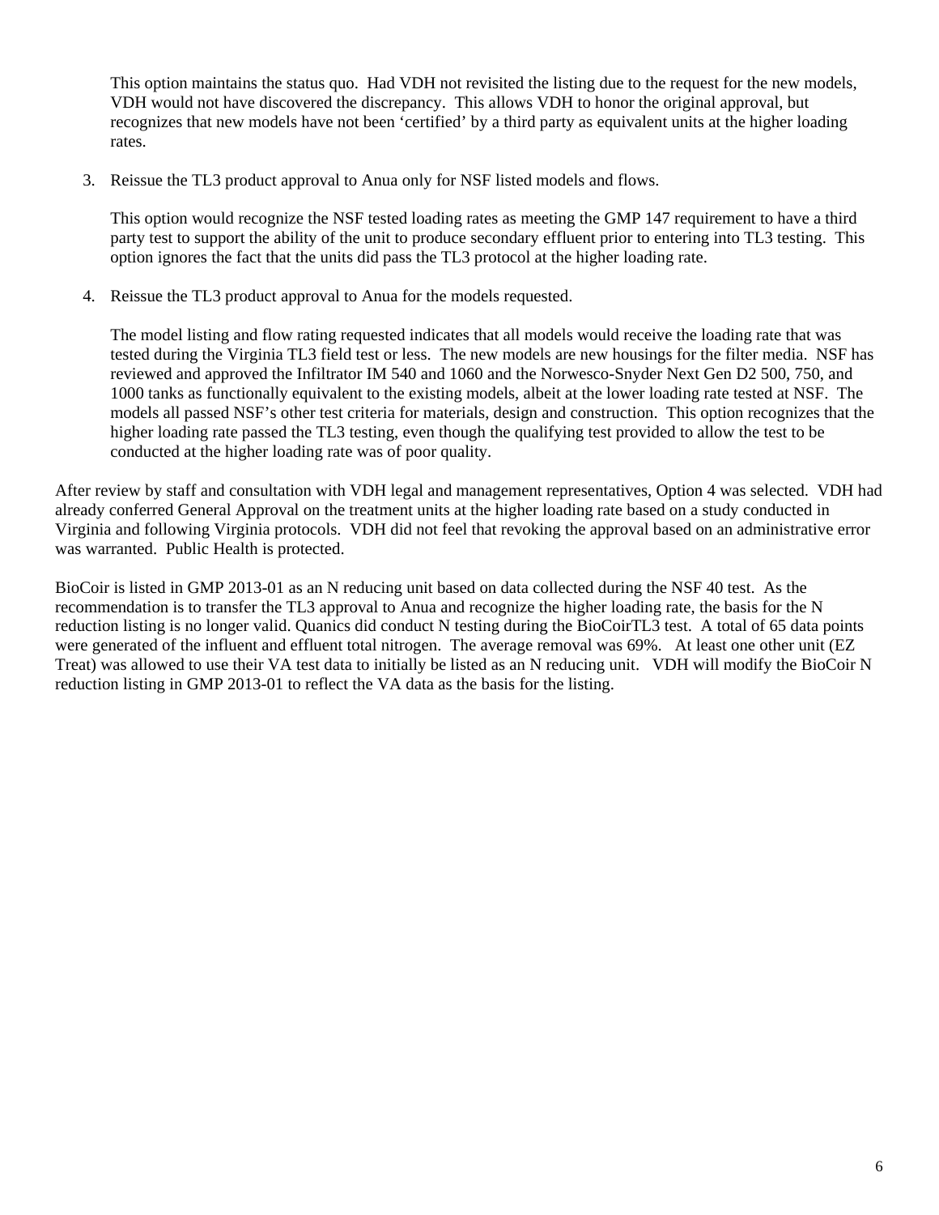This option maintains the status quo. Had VDH not revisited the listing due to the request for the new models, VDH would not have discovered the discrepancy. This allows VDH to honor the original approval, but recognizes that new models have not been 'certified' by a third party as equivalent units at the higher loading rates.

3. Reissue the TL3 product approval to Anua only for NSF listed models and flows.

   This option would recognize the NSF tested loading rates as meeting the GMP 147 requirement to have a third party test to support the ability of the unit to produce secondary effluent prior to entering into TL3 testing. This option ignores the fact that the units did pass the TL3 protocol at the higher loading rate.

4. Reissue the TL3 product approval to Anua for the models requested.

   The model listing and flow rating requested indicates that all models would receive the loading rate that was tested during the Virginia TL3 field test or less. The new models are new housings for the filter media. NSF has reviewed and approved the Infiltrator IM 540 and 1060 and the Norwesco-Snyder Next Gen D2 500, 750, and 1000 tanks as functionally equivalent to the existing models, albeit at the lower loading rate tested at NSF. The models all passed NSF's other test criteria for materials, design and construction. This option recognizes that the higher loading rate passed the TL3 testing, even though the qualifying test provided to allow the test to be conducted at the higher loading rate was of poor quality.

After review by staff and consultation with VDH legal and management representatives, Option 4 was selected. VDH had already conferred General Approval on the treatment units at the higher loading rate based on a study conducted in Virginia and following Virginia protocols. VDH did not feel that revoking the approval based on an administrative error was warranted. Public Health is protected.

BioCoir is listed in GMP 2013-01 as an N reducing unit based on data collected during the NSF 40 test. As the recommendation is to transfer the TL3 approval to Anua and recognize the higher loading rate, the basis for the N reduction listing is no longer valid. Quanics did conduct N testing during the BioCoirTL3 test. A total of 65 data points were generated of the influent and effluent total nitrogen. The average removal was 69%. At least one other unit (EZ Treat) was allowed to use their VA test data to initially be listed as an N reducing unit. VDH will modify the BioCoir N reduction listing in GMP 2013-01 to reflect the VA data as the basis for the listing.